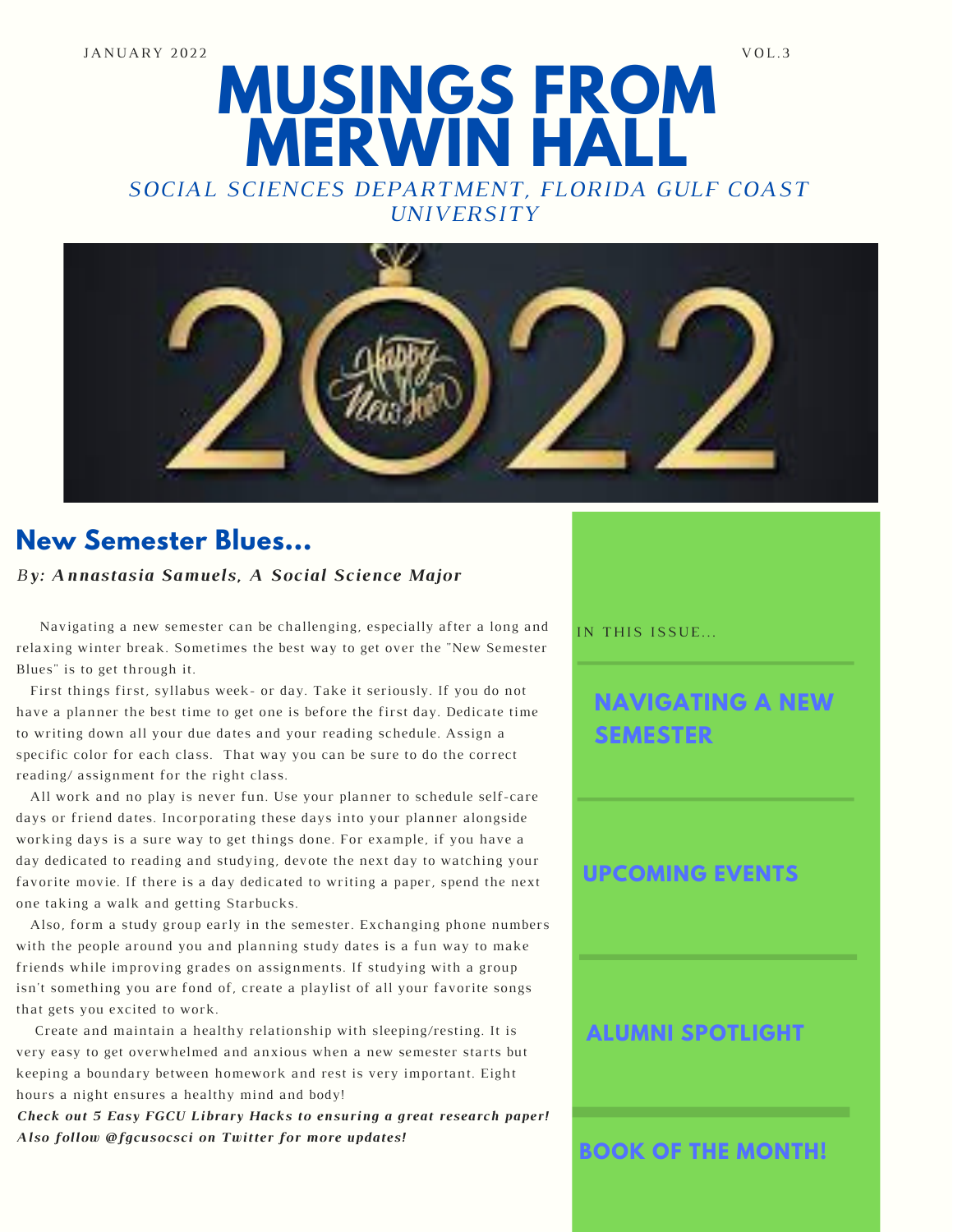JANUARY 2022 VOL.3

# MUSINGS FROM MERWIN HALL

*SOCIAL SCIENCES DEPARTMENT, FLORIDA GULF COAST UNIVERSITY*

## New Semester Blues...

***By: Annastasia Samuels, A Social Science Major***

Navigating a new semester can be challenging, especially after a long and relaxing winter break. Sometimes the best way to get over the "New Semester Blues" is to get through it.

First things first, syllabus week- or day. Take it seriously. If you do not have a planner the best time to get one is before the first day. Dedicate time to writing down all your due dates and your reading schedule. Assign a specific color for each class. That way you can be sure to do the correct reading/ assignment for the right class.

All work and no play is never fun. Use your planner to schedule self-care days or friend dates. Incorporating these days into your planner alongside working days is a sure way to get things done. For example, if you have a day dedicated to reading and studying, devote the next day to watching your favorite movie. If there is a day dedicated to writing a paper, spend the next one taking a walk and getting Starbucks.

Also, form a study group early in the semester. Exchanging phone numbers with the people around you and planning study dates is a fun way to make friends while improving grades on assignments. If studying with a group isn't something you are fond of, create a playlist of all your favorite songs that gets you excited to work.

Create and maintain a healthy relationship with sleeping/resting. It is very easy to get overwhelmed and anxious when a new semester starts but keeping a boundary between homework and rest is very important. Eight hours a night ensures a healthy mind and body!

***Check out 5 Easy FGCU Library Hacks to ensuring a great research paper! Also follow @fgcusocsci on Twitter for more updates!***

IN THIS ISSUE...

- **NAVIGATING A NEW SEMESTER**
- **UPCOMING EVENTS**
- **ALUMNI SPOTLIGHT**
- **BOOK OF THE MONTH!**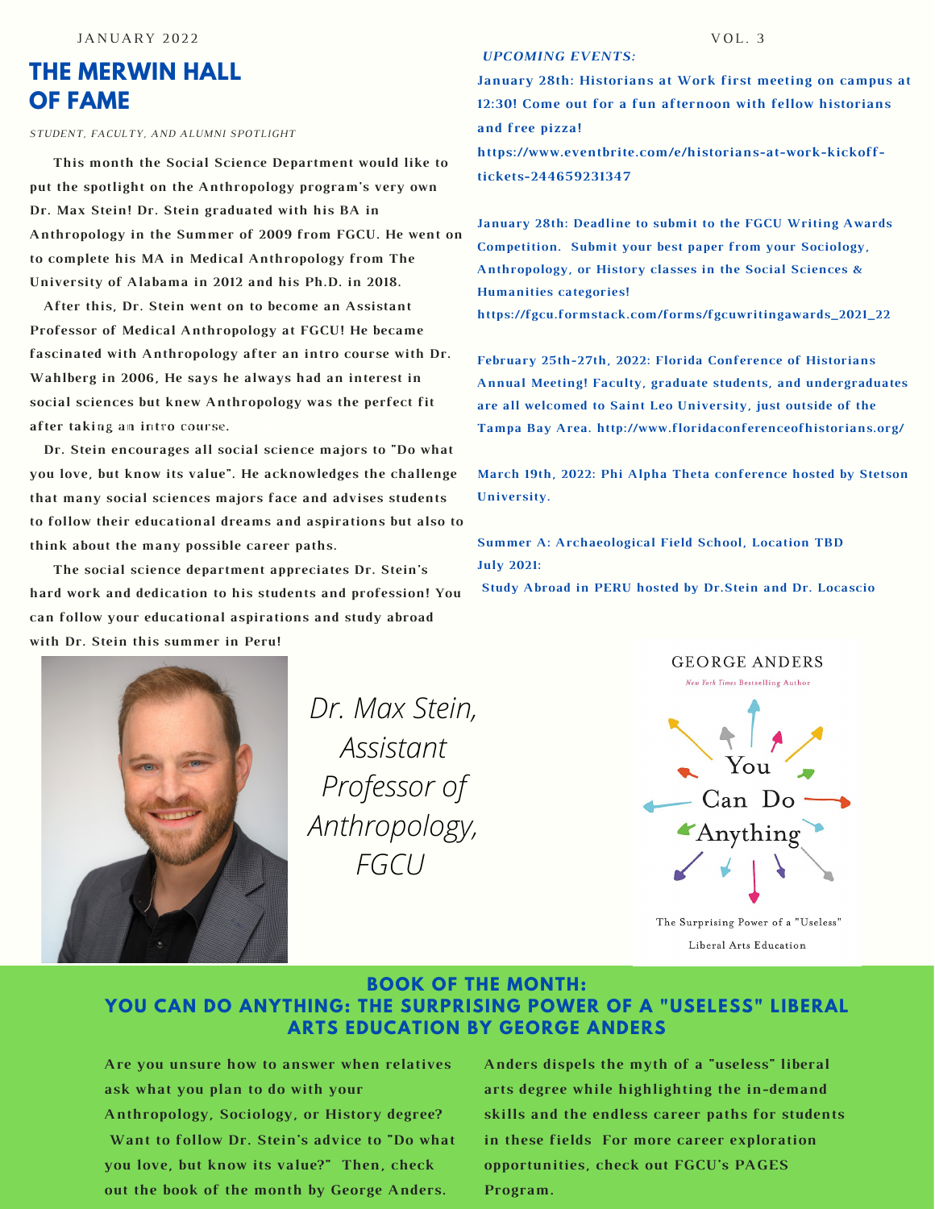JANUARY 2022

VOL. 3

# THE MERWIN HALL OF FAME

*STUDENT, FACULTY, AND ALUMNI SPOTLIGHT*

**This month the Social Science Department would like to put the spotlight on the Anthropology program's very own Dr. Max Stein! Dr. Stein graduated with his BA in Anthropology in the Summer of 2009 from FGCU. He went on to complete his MA in Medical Anthropology from The University of Alabama in 2012 and his Ph.D. in 2018.**

**After this, Dr. Stein went on to become an Assistant Professor of Medical Anthropology at FGCU! He became fascinated with Anthropology after an intro course with Dr. Wahlberg in 2006, He says he always had an interest in social sciences but knew Anthropology was the perfect fit after taking an intro course.**

**Dr. Stein encourages all social science majors to "Do what you love, but know its value". He acknowledges the challenge that many social sciences majors face and advises students to follow their educational dreams and aspirations but also to think about the many possible career paths.**

**The social science department appreciates Dr. Stein's hard work and dedication to his students and profession! You can follow your educational aspirations and study abroad with Dr. Stein this summer in Peru!**

*Dr. Max Stein, Assistant Professor of Anthropology, FGCU*

***UPCOMING EVENTS:***

**January 28th: Historians at Work first meeting on campus at 12:30! Come out for a fun afternoon with fellow historians and free pizza!**
**https://www.eventbrite.com/e/historians-at-work-kickoff-tickets-244659231347**

**January 28th: Deadline to submit to the FGCU Writing Awards Competition. Submit your best paper from your Sociology, Anthropology, or History classes in the Social Sciences & Humanities categories!**
**https://fgcu.formstack.com/forms/fgcuwritingawards_2021_22**

**February 25th-27th, 2022: Florida Conference of Historians Annual Meeting! Faculty, graduate students, and undergraduates are all welcomed to Saint Leo University, just outside of the Tampa Bay Area. http://www.floridaconferenceofhistorians.org/**

**March 19th, 2022: Phi Alpha Theta conference hosted by Stetson University.**

**Summer A: Archaeological Field School, Location TBD**
**July 2021:**
**Study Abroad in PERU hosted by Dr.Stein and Dr. Locascio**

GEORGE ANDERS
*New York Times Bestselling Author*
You Can Do Anything
The Surprising Power of a "Useless" Liberal Arts Education

## BOOK OF THE MONTH: YOU CAN DO ANYTHING: THE SURPRISING POWER OF A "USELESS" LIBERAL ARTS EDUCATION BY GEORGE ANDERS

**Are you unsure how to answer when relatives ask what you plan to do with your Anthropology, Sociology, or History degree? Want to follow Dr. Stein's advice to "Do what you love, but know its value?" Then, check out the book of the month by George Anders.**

**Anders dispels the myth of a "useless" liberal arts degree while highlighting the in-demand skills and the endless career paths for students in these fields For more career exploration opportunities, check out FGCU's PAGES Program.**